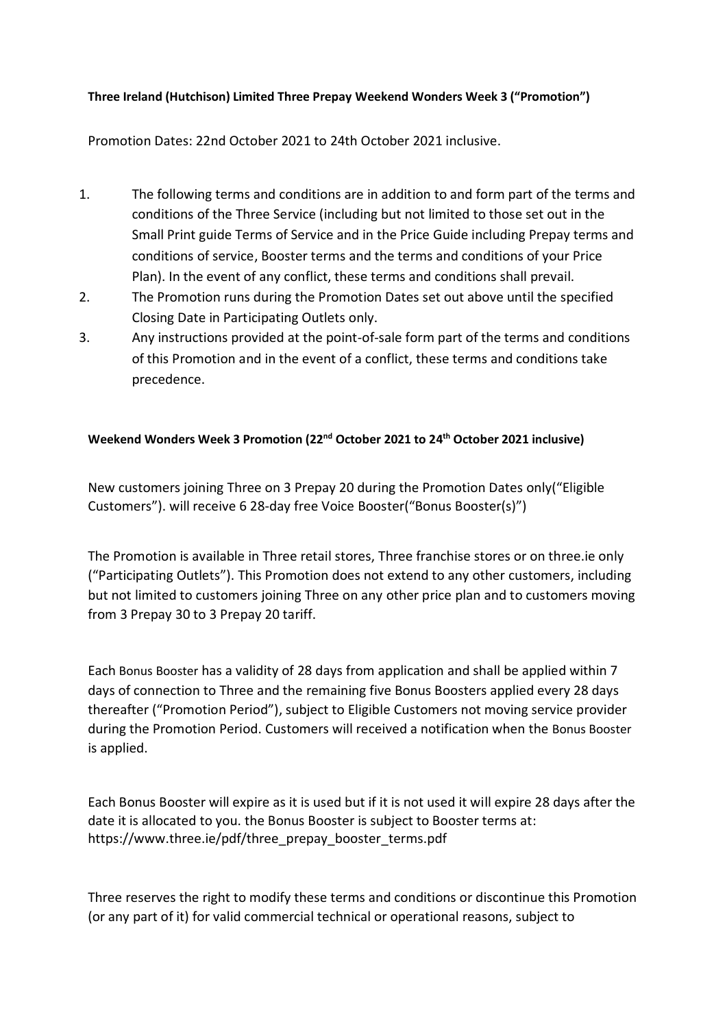**Three Ireland (Hutchison) Limited Three Prepay Weekend Wonders Week 3 ("Promotion")**

Promotion Dates: 22nd October 2021 to 24th October 2021 inclusive.

1. The following terms and conditions are in addition to and form part of the terms and conditions of the Three Service (including but not limited to those set out in the Small Print guide Terms of Service and in the Price Guide including Prepay terms and conditions of service, Booster terms and the terms and conditions of your Price Plan). In the event of any conflict, these terms and conditions shall prevail.
2. The Promotion runs during the Promotion Dates set out above until the specified Closing Date in Participating Outlets only.
3. Any instructions provided at the point-of-sale form part of the terms and conditions of this Promotion and in the event of a conflict, these terms and conditions take precedence.

**Weekend Wonders Week 3 Promotion (22nd October 2021 to 24th October 2021 inclusive)**

New customers joining Three on 3 Prepay 20 during the Promotion Dates only("Eligible Customers"). will receive 6 28-day free Voice Booster("Bonus Booster(s)")

The Promotion is available in Three retail stores, Three franchise stores or on three.ie only ("Participating Outlets"). This Promotion does not extend to any other customers, including but not limited to customers joining Three on any other price plan and to customers moving from 3 Prepay 30 to 3 Prepay 20 tariff.

Each Bonus Booster has a validity of 28 days from application and shall be applied within 7 days of connection to Three and the remaining five Bonus Boosters applied every 28 days thereafter ("Promotion Period"), subject to Eligible Customers not moving service provider during the Promotion Period. Customers will received a notification when the Bonus Booster is applied.

Each Bonus Booster will expire as it is used but if it is not used it will expire 28 days after the date it is allocated to you. the Bonus Booster is subject to Booster terms at: https://www.three.ie/pdf/three_prepay_booster_terms.pdf

Three reserves the right to modify these terms and conditions or discontinue this Promotion (or any part of it) for valid commercial technical or operational reasons, subject to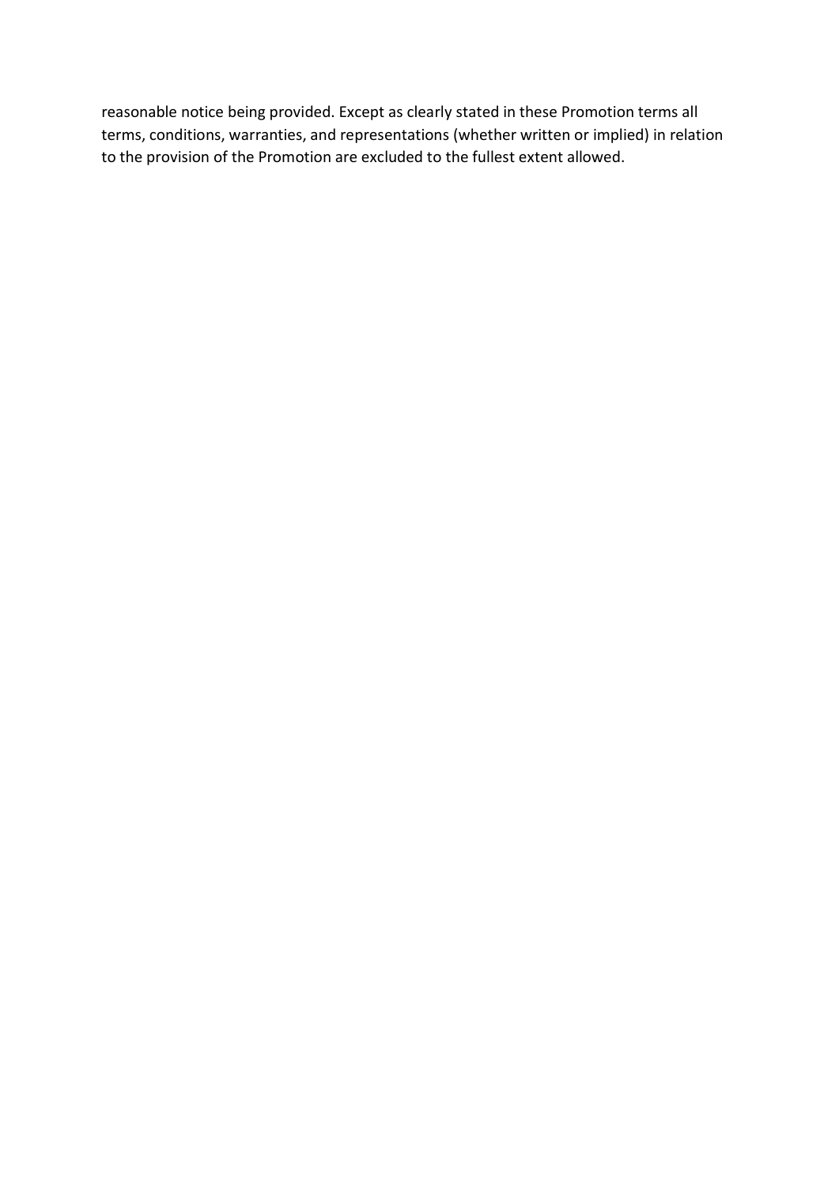reasonable notice being provided. Except as clearly stated in these Promotion terms all terms, conditions, warranties, and representations (whether written or implied) in relation to the provision of the Promotion are excluded to the fullest extent allowed.